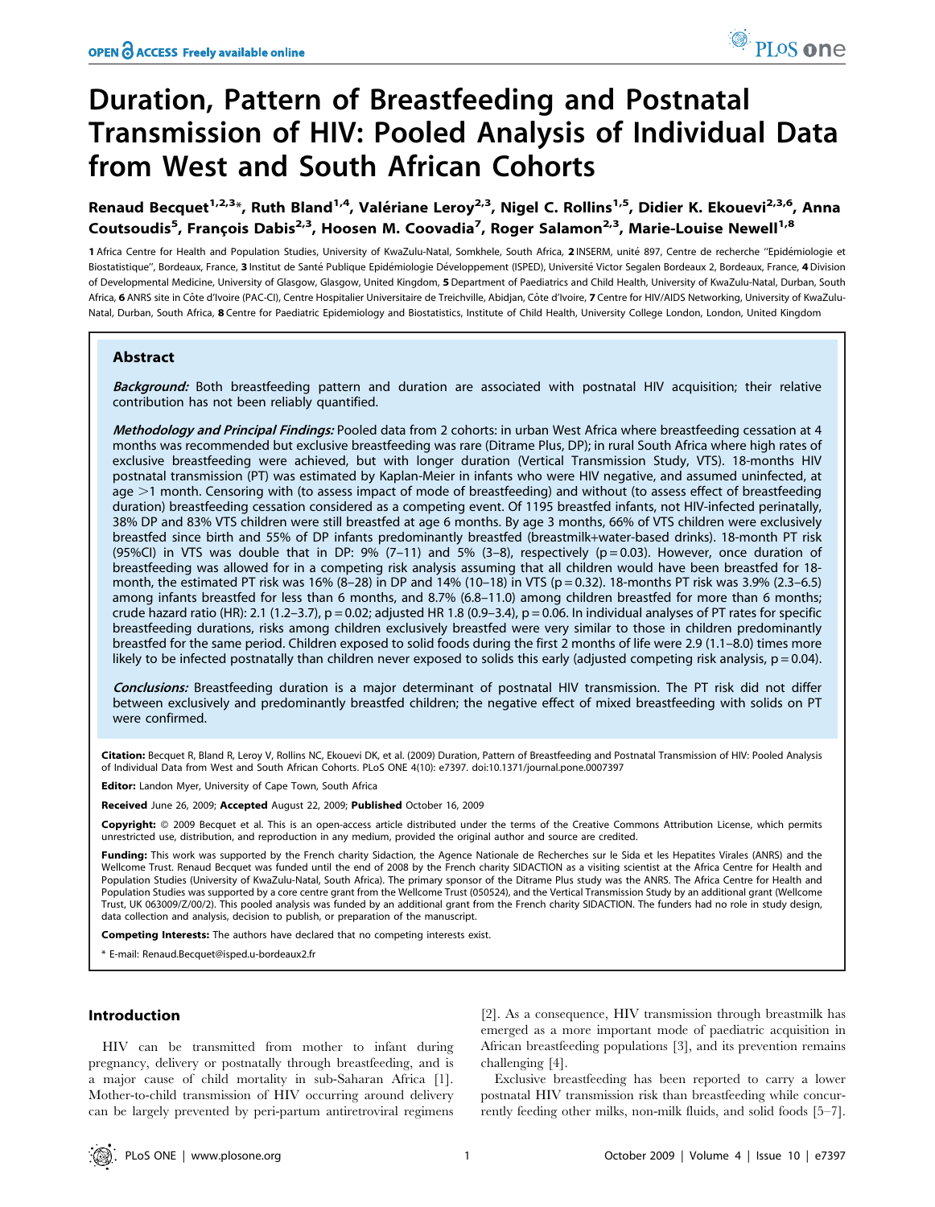# Duration, Pattern of Breastfeeding and Postnatal Transmission of HIV: Pooled Analysis of Individual Data from West and South African Cohorts

Renaud Becquet[1,2,3]*, Ruth Bland[1,4], Valériane Leroy[2,3], Nigel C. Rollins[1,5], Didier K. Ekouevi[2,3,6], Anna Coutsoudis[5], François Dabis[2,3], Hoosen M. Coovadia[7], Roger Salamon[2,3], Marie-Louise Newell[1,8]

1 Africa Centre for Health and Population Studies, University of KwaZulu-Natal, Somkhele, South Africa, 2 INSERM, unité 897, Centre de recherche "Epidémiologie et Biostatistique", Bordeaux, France, 3 Institut de Santé Publique Epidémiologie Développement (ISPED), Université Victor Segalen Bordeaux 2, Bordeaux, France, 4 Division of Developmental Medicine, University of Glasgow, Glasgow, United Kingdom, 5 Department of Paediatrics and Child Health, University of KwaZulu-Natal, Durban, South Africa, 6 ANRS site in Côte d'Ivoire (PAC-CI), Centre Hospitalier Universitaire de Treichville, Abidjan, Côte d'Ivoire, 7 Centre for HIV/AIDS Networking, University of KwaZulu-Natal, Durban, South Africa, 8 Centre for Paediatric Epidemiology and Biostatistics, Institute of Child Health, University College London, London, United Kingdom

## Abstract

***Background:*** Both breastfeeding pattern and duration are associated with postnatal HIV acquisition; their relative contribution has not been reliably quantified.

***Methodology and Principal Findings:*** Pooled data from 2 cohorts: in urban West Africa where breastfeeding cessation at 4 months was recommended but exclusive breastfeeding was rare (Ditrame Plus, DP); in rural South Africa where high rates of exclusive breastfeeding were achieved, but with longer duration (Vertical Transmission Study, VTS). 18-months HIV postnatal transmission (PT) was estimated by Kaplan-Meier in infants who were HIV negative, and assumed uninfected, at age >1 month. Censoring with (to assess impact of mode of breastfeeding) and without (to assess effect of breastfeeding duration) breastfeeding cessation considered as a competing event. Of 1195 breastfed infants, not HIV-infected perinatally, 38% DP and 83% VTS children were still breastfed at age 6 months. By age 3 months, 66% of VTS children were exclusively breastfed since birth and 55% of DP infants predominantly breastfed (breastmilk+water-based drinks). 18-month PT risk (95%CI) in VTS was double that in DP: 9% (7–11) and 5% (3–8), respectively (p = 0.03). However, once duration of breastfeeding was allowed for in a competing risk analysis assuming that all children would have been breastfed for 18-month, the estimated PT risk was 16% (8–28) in DP and 14% (10–18) in VTS (p = 0.32). 18-months PT risk was 3.9% (2.3–6.5) among infants breastfed for less than 6 months, and 8.7% (6.8–11.0) among children breastfed for more than 6 months; crude hazard ratio (HR): 2.1 (1.2–3.7), p = 0.02; adjusted HR 1.8 (0.9–3.4), p = 0.06. In individual analyses of PT rates for specific breastfeeding durations, risks among children exclusively breastfed were very similar to those in children predominantly breastfed for the same period. Children exposed to solid foods during the first 2 months of life were 2.9 (1.1–8.0) times more likely to be infected postnatally than children never exposed to solids this early (adjusted competing risk analysis, p = 0.04).

***Conclusions:*** Breastfeeding duration is a major determinant of postnatal HIV transmission. The PT risk did not differ between exclusively and predominantly breastfed children; the negative effect of mixed breastfeeding with solids on PT were confirmed.

**Citation:** Becquet R, Bland R, Leroy V, Rollins NC, Ekouevi DK, et al. (2009) Duration, Pattern of Breastfeeding and Postnatal Transmission of HIV: Pooled Analysis of Individual Data from West and South African Cohorts. PLoS ONE 4(10): e7397. doi:10.1371/journal.pone.0007397

**Editor:** Landon Myer, University of Cape Town, South Africa

**Received** June 26, 2009; **Accepted** August 22, 2009; **Published** October 16, 2009

**Copyright:** © 2009 Becquet et al. This is an open-access article distributed under the terms of the Creative Commons Attribution License, which permits unrestricted use, distribution, and reproduction in any medium, provided the original author and source are credited.

**Funding:** This work was supported by the French charity Sidaction, the Agence Nationale de Recherches sur le Sida et les Hepatites Virales (ANRS) and the Wellcome Trust. Renaud Becquet was funded until the end of 2008 by the French charity SIDACTION as a visiting scientist at the Africa Centre for Health and Population Studies (University of KwaZulu-Natal, South Africa). The primary sponsor of the Ditrame Plus study was the ANRS. The Africa Centre for Health and Population Studies was supported by a core centre grant from the Wellcome Trust (050524), and the Vertical Transmission Study by an additional grant (Wellcome Trust, UK 063009/Z/00/2). This pooled analysis was funded by an additional grant from the French charity SIDACTION. The funders had no role in study design, data collection and analysis, decision to publish, or preparation of the manuscript.

**Competing Interests:** The authors have declared that no competing interests exist.

* E-mail: Renaud.Becquet@isped.u-bordeaux2.fr

## Introduction

HIV can be transmitted from mother to infant during pregnancy, delivery or postnatally through breastfeeding, and is a major cause of child mortality in sub-Saharan Africa [1]. Mother-to-child transmission of HIV occurring around delivery can be largely prevented by peri-partum antiretroviral regimens [2]. As a consequence, HIV transmission through breastmilk has emerged as a more important mode of paediatric acquisition in African breastfeeding populations [3], and its prevention remains challenging [4].

Exclusive breastfeeding has been reported to carry a lower postnatal HIV transmission risk than breastfeeding while concurrently feeding other milks, non-milk fluids, and solid foods [5–7].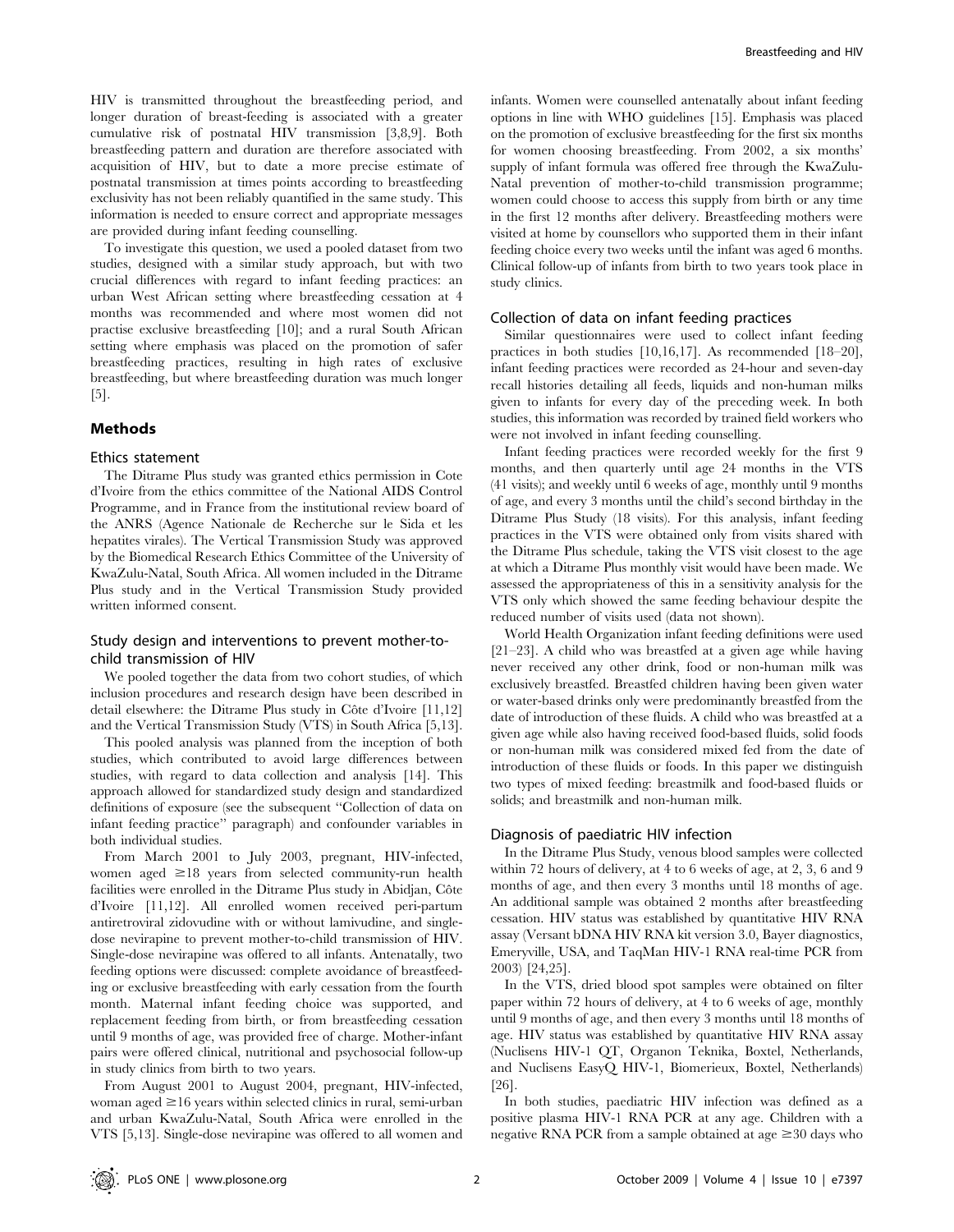HIV is transmitted throughout the breastfeeding period, and longer duration of breast-feeding is associated with a greater cumulative risk of postnatal HIV transmission [3,8,9]. Both breastfeeding pattern and duration are therefore associated with acquisition of HIV, but to date a more precise estimate of postnatal transmission at times points according to breastfeeding exclusivity has not been reliably quantified in the same study. This information is needed to ensure correct and appropriate messages are provided during infant feeding counselling.

To investigate this question, we used a pooled dataset from two studies, designed with a similar study approach, but with two crucial differences with regard to infant feeding practices: an urban West African setting where breastfeeding cessation at 4 months was recommended and where most women did not practise exclusive breastfeeding [10]; and a rural South African setting where emphasis was placed on the promotion of safer breastfeeding practices, resulting in high rates of exclusive breastfeeding, but where breastfeeding duration was much longer [5].

## Methods

### Ethics statement

The Ditrame Plus study was granted ethics permission in Cote d'Ivoire from the ethics committee of the National AIDS Control Programme, and in France from the institutional review board of the ANRS (Agence Nationale de Recherche sur le Sida et les hepatites virales). The Vertical Transmission Study was approved by the Biomedical Research Ethics Committee of the University of KwaZulu-Natal, South Africa. All women included in the Ditrame Plus study and in the Vertical Transmission Study provided written informed consent.

### Study design and interventions to prevent mother-to-child transmission of HIV

We pooled together the data from two cohort studies, of which inclusion procedures and research design have been described in detail elsewhere: the Ditrame Plus study in Côte d'Ivoire [11,12] and the Vertical Transmission Study (VTS) in South Africa [5,13].

This pooled analysis was planned from the inception of both studies, which contributed to avoid large differences between studies, with regard to data collection and analysis [14]. This approach allowed for standardized study design and standardized definitions of exposure (see the subsequent "Collection of data on infant feeding practice" paragraph) and confounder variables in both individual studies.

From March 2001 to July 2003, pregnant, HIV-infected, women aged ≥18 years from selected community-run health facilities were enrolled in the Ditrame Plus study in Abidjan, Côte d'Ivoire [11,12]. All enrolled women received peri-partum antiretroviral zidovudine with or without lamivudine, and single-dose nevirapine to prevent mother-to-child transmission of HIV. Single-dose nevirapine was offered to all infants. Antenatally, two feeding options were discussed: complete avoidance of breastfeeding or exclusive breastfeeding with early cessation from the fourth month. Maternal infant feeding choice was supported, and replacement feeding from birth, or from breastfeeding cessation until 9 months of age, was provided free of charge. Mother-infant pairs were offered clinical, nutritional and psychosocial follow-up in study clinics from birth to two years.

From August 2001 to August 2004, pregnant, HIV-infected, woman aged ≥16 years within selected clinics in rural, semi-urban and urban KwaZulu-Natal, South Africa were enrolled in the VTS [5,13]. Single-dose nevirapine was offered to all women and infants. Women were counselled antenatally about infant feeding options in line with WHO guidelines [15]. Emphasis was placed on the promotion of exclusive breastfeeding for the first six months for women choosing breastfeeding. From 2002, a six months' supply of infant formula was offered free through the KwaZulu-Natal prevention of mother-to-child transmission programme; women could choose to access this supply from birth or any time in the first 12 months after delivery. Breastfeeding mothers were visited at home by counsellors who supported them in their infant feeding choice every two weeks until the infant was aged 6 months. Clinical follow-up of infants from birth to two years took place in study clinics.

### Collection of data on infant feeding practices

Similar questionnaires were used to collect infant feeding practices in both studies [10,16,17]. As recommended [18–20], infant feeding practices were recorded as 24-hour and seven-day recall histories detailing all feeds, liquids and non-human milks given to infants for every day of the preceding week. In both studies, this information was recorded by trained field workers who were not involved in infant feeding counselling.

Infant feeding practices were recorded weekly for the first 9 months, and then quarterly until age 24 months in the VTS (41 visits); and weekly until 6 weeks of age, monthly until 9 months of age, and every 3 months until the child's second birthday in the Ditrame Plus Study (18 visits). For this analysis, infant feeding practices in the VTS were obtained only from visits shared with the Ditrame Plus schedule, taking the VTS visit closest to the age at which a Ditrame Plus monthly visit would have been made. We assessed the appropriateness of this in a sensitivity analysis for the VTS only which showed the same feeding behaviour despite the reduced number of visits used (data not shown).

World Health Organization infant feeding definitions were used [21–23]. A child who was breastfed at a given age while having never received any other drink, food or non-human milk was exclusively breastfed. Breastfed children having been given water or water-based drinks only were predominantly breastfed from the date of introduction of these fluids. A child who was breastfed at a given age while also having received food-based fluids, solid foods or non-human milk was considered mixed fed from the date of introduction of these fluids or foods. In this paper we distinguish two types of mixed feeding: breastmilk and food-based fluids or solids; and breastmilk and non-human milk.

### Diagnosis of paediatric HIV infection

In the Ditrame Plus Study, venous blood samples were collected within 72 hours of delivery, at 4 to 6 weeks of age, at 2, 3, 6 and 9 months of age, and then every 3 months until 18 months of age. An additional sample was obtained 2 months after breastfeeding cessation. HIV status was established by quantitative HIV RNA assay (Versant bDNA HIV RNA kit version 3.0, Bayer diagnostics, Emeryville, USA, and TaqMan HIV-1 RNA real-time PCR from 2003) [24,25].

In the VTS, dried blood spot samples were obtained on filter paper within 72 hours of delivery, at 4 to 6 weeks of age, monthly until 9 months of age, and then every 3 months until 18 months of age. HIV status was established by quantitative HIV RNA assay (Nuclisens HIV-1 QT, Organon Teknika, Boxtel, Netherlands, and Nuclisens EasyQ HIV-1, Biomerieux, Boxtel, Netherlands) [26].

In both studies, paediatric HIV infection was defined as a positive plasma HIV-1 RNA PCR at any age. Children with a negative RNA PCR from a sample obtained at age ≥30 days who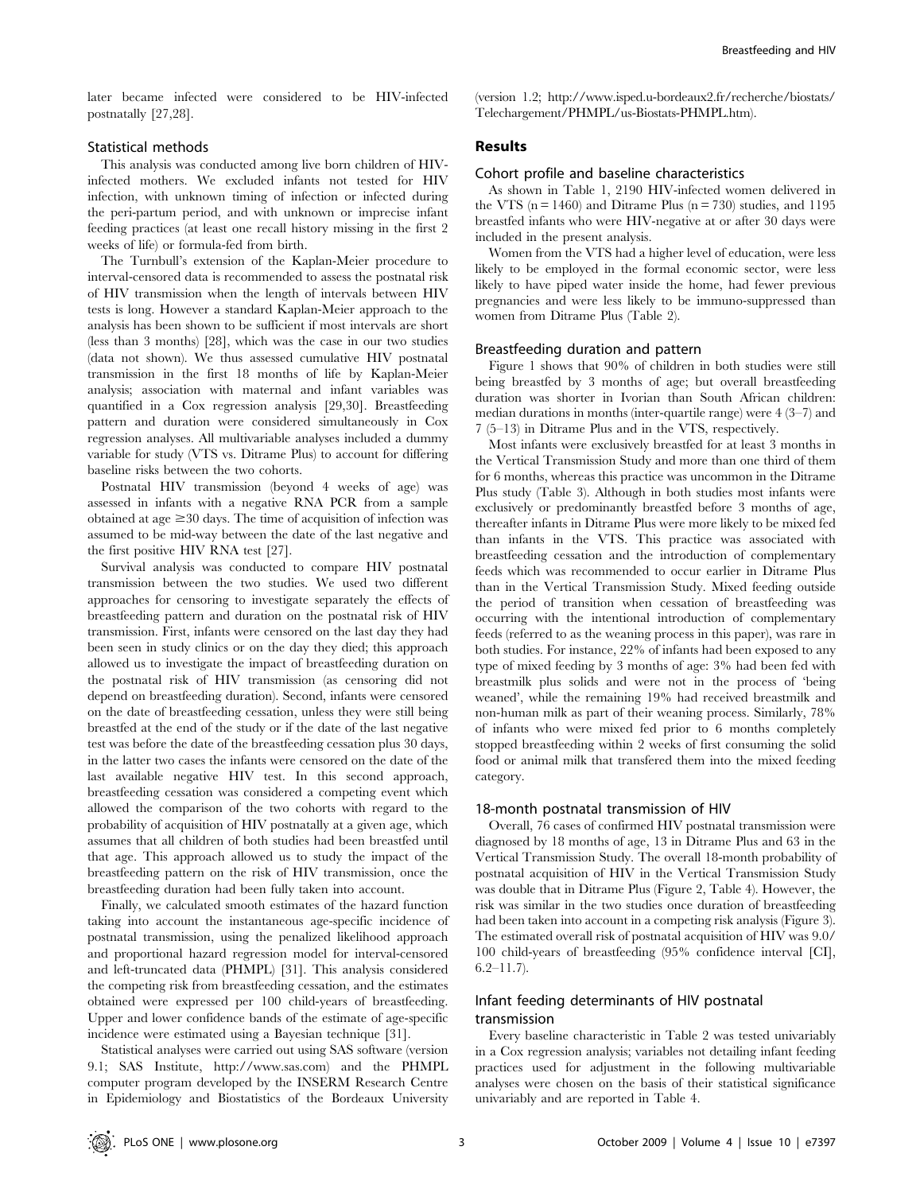later became infected were considered to be HIV-infected postnatally [27,28].

### Statistical methods

This analysis was conducted among live born children of HIV-infected mothers. We excluded infants not tested for HIV infection, with unknown timing of infection or infected during the peri-partum period, and with unknown or imprecise infant feeding practices (at least one recall history missing in the first 2 weeks of life) or formula-fed from birth.

The Turnbull's extension of the Kaplan-Meier procedure to interval-censored data is recommended to assess the postnatal risk of HIV transmission when the length of intervals between HIV tests is long. However a standard Kaplan-Meier approach to the analysis has been shown to be sufficient if most intervals are short (less than 3 months) [28], which was the case in our two studies (data not shown). We thus assessed cumulative HIV postnatal transmission in the first 18 months of life by Kaplan-Meier analysis; association with maternal and infant variables was quantified in a Cox regression analysis [29,30]. Breastfeeding pattern and duration were considered simultaneously in Cox regression analyses. All multivariable analyses included a dummy variable for study (VTS vs. Ditrame Plus) to account for differing baseline risks between the two cohorts.

Postnatal HIV transmission (beyond 4 weeks of age) was assessed in infants with a negative RNA PCR from a sample obtained at age ≥30 days. The time of acquisition of infection was assumed to be mid-way between the date of the last negative and the first positive HIV RNA test [27].

Survival analysis was conducted to compare HIV postnatal transmission between the two studies. We used two different approaches for censoring to investigate separately the effects of breastfeeding pattern and duration on the postnatal risk of HIV transmission. First, infants were censored on the last day they had been seen in study clinics or on the day they died; this approach allowed us to investigate the impact of breastfeeding duration on the postnatal risk of HIV transmission (as censoring did not depend on breastfeeding duration). Second, infants were censored on the date of breastfeeding cessation, unless they were still being breastfed at the end of the study or if the date of the last negative test was before the date of the breastfeeding cessation plus 30 days, in the latter two cases the infants were censored on the date of the last available negative HIV test. In this second approach, breastfeeding cessation was considered a competing event which allowed the comparison of the two cohorts with regard to the probability of acquisition of HIV postnatally at a given age, which assumes that all children of both studies had been breastfed until that age. This approach allowed us to study the impact of the breastfeeding pattern on the risk of HIV transmission, once the breastfeeding duration had been fully taken into account.

Finally, we calculated smooth estimates of the hazard function taking into account the instantaneous age-specific incidence of postnatal transmission, using the penalized likelihood approach and proportional hazard regression model for interval-censored and left-truncated data (PHMPL) [31]. This analysis considered the competing risk from breastfeeding cessation, and the estimates obtained were expressed per 100 child-years of breastfeeding. Upper and lower confidence bands of the estimate of age-specific incidence were estimated using a Bayesian technique [31].

Statistical analyses were carried out using SAS software (version 9.1; SAS Institute, http://www.sas.com) and the PHMPL computer program developed by the INSERM Research Centre in Epidemiology and Biostatistics of the Bordeaux University (version 1.2; http://www.isped.u-bordeaux2.fr/recherche/biostats/Telechargement/PHMPL/us-Biostats-PHMPL.htm).

## Results

### Cohort profile and baseline characteristics

As shown in Table 1, 2190 HIV-infected women delivered in the VTS (n = 1460) and Ditrame Plus (n = 730) studies, and 1195 breastfed infants who were HIV-negative at or after 30 days were included in the present analysis.

Women from the VTS had a higher level of education, were less likely to be employed in the formal economic sector, were less likely to have piped water inside the home, had fewer previous pregnancies and were less likely to be immuno-suppressed than women from Ditrame Plus (Table 2).

### Breastfeeding duration and pattern

Figure 1 shows that 90% of children in both studies were still being breastfed by 3 months of age; but overall breastfeeding duration was shorter in Ivorian than South African children: median durations in months (inter-quartile range) were 4 (3–7) and 7 (5–13) in Ditrame Plus and in the VTS, respectively.

Most infants were exclusively breastfed for at least 3 months in the Vertical Transmission Study and more than one third of them for 6 months, whereas this practice was uncommon in the Ditrame Plus study (Table 3). Although in both studies most infants were exclusively or predominantly breastfed before 3 months of age, thereafter infants in Ditrame Plus were more likely to be mixed fed than infants in the VTS. This practice was associated with breastfeeding cessation and the introduction of complementary feeds which was recommended to occur earlier in Ditrame Plus than in the Vertical Transmission Study. Mixed feeding outside the period of transition when cessation of breastfeeding was occurring with the intentional introduction of complementary feeds (referred to as the weaning process in this paper), was rare in both studies. For instance, 22% of infants had been exposed to any type of mixed feeding by 3 months of age: 3% had been fed with breastmilk plus solids and were not in the process of 'being weaned', while the remaining 19% had received breastmilk and non-human milk as part of their weaning process. Similarly, 78% of infants who were mixed fed prior to 6 months completely stopped breastfeeding within 2 weeks of first consuming the solid food or animal milk that transfered them into the mixed feeding category.

### 18-month postnatal transmission of HIV

Overall, 76 cases of confirmed HIV postnatal transmission were diagnosed by 18 months of age, 13 in Ditrame Plus and 63 in the Vertical Transmission Study. The overall 18-month probability of postnatal acquisition of HIV in the Vertical Transmission Study was double that in Ditrame Plus (Figure 2, Table 4). However, the risk was similar in the two studies once duration of breastfeeding had been taken into account in a competing risk analysis (Figure 3). The estimated overall risk of postnatal acquisition of HIV was 9.0/100 child-years of breastfeeding (95% confidence interval [CI], 6.2–11.7).

### Infant feeding determinants of HIV postnatal transmission

Every baseline characteristic in Table 2 was tested univariably in a Cox regression analysis; variables not detailing infant feeding practices used for adjustment in the following multivariable analyses were chosen on the basis of their statistical significance univariably and are reported in Table 4.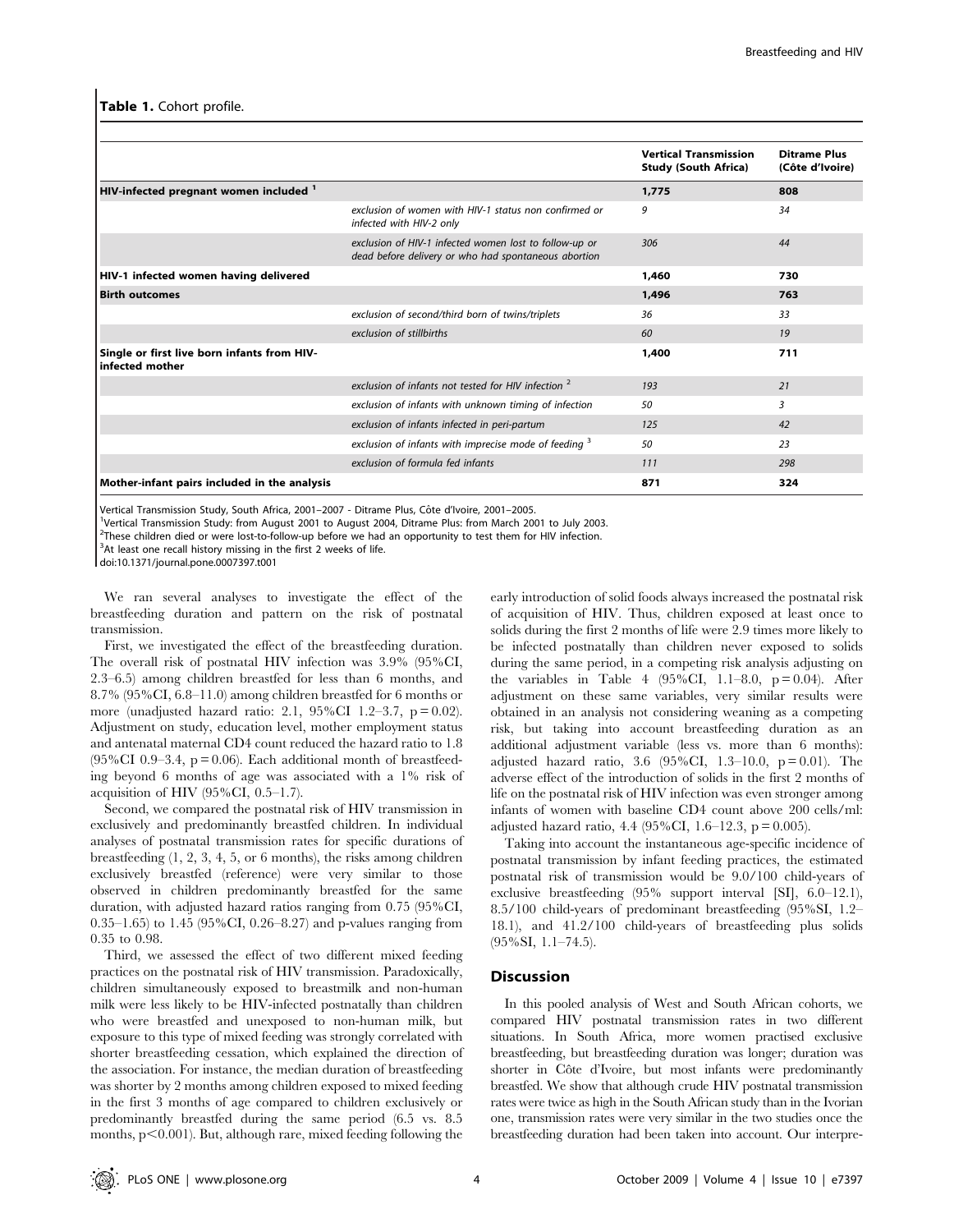**Table 1.** Cohort profile.

| | | Vertical Transmission Study (South Africa) | Ditrame Plus (Côte d'Ivoire) |
|---|---|---|---|
| **HIV-infected pregnant women included [1]** | | 1,775 | 808 |
| | *exclusion of women with HIV-1 status non confirmed or infected with HIV-2 only* | 9 | 34 |
| | *exclusion of HIV-1 infected women lost to follow-up or dead before delivery or who had spontaneous abortion* | 306 | 44 |
| **HIV-1 infected women having delivered** | | 1,460 | 730 |
| **Birth outcomes** | | 1,496 | 763 |
| | *exclusion of second/third born of twins/triplets* | 36 | 33 |
| | *exclusion of stillbirths* | 60 | 19 |
| **Single or first live born infants from HIV-infected mother** | | 1,400 | 711 |
| | *exclusion of infants not tested for HIV infection [2]* | 193 | 21 |
| | *exclusion of infants with unknown timing of infection* | 50 | 3 |
| | *exclusion of infants infected in peri-partum* | 125 | 42 |
| | *exclusion of infants with imprecise mode of feeding [3]* | 50 | 23 |
| | *exclusion of formula fed infants* | 111 | 298 |
| **Mother-infant pairs included in the analysis** | | 871 | 324 |

Vertical Transmission Study, South Africa, 2001–2007 - Ditrame Plus, Côte d'Ivoire, 2001–2005.
[1]Vertical Transmission Study: from August 2001 to August 2004, Ditrame Plus: from March 2001 to July 2003.
[2]These children died or were lost-to-follow-up before we had an opportunity to test them for HIV infection.
[3]At least one recall history missing in the first 2 weeks of life.
doi:10.1371/journal.pone.0007397.t001

We ran several analyses to investigate the effect of the breastfeeding duration and pattern on the risk of postnatal transmission.

First, we investigated the effect of the breastfeeding duration. The overall risk of postnatal HIV infection was 3.9% (95%CI, 2.3–6.5) among children breastfed for less than 6 months, and 8.7% (95%CI, 6.8–11.0) among children breastfed for 6 months or more (unadjusted hazard ratio: 2.1, 95%CI 1.2–3.7, $p = 0.02$). Adjustment on study, education level, mother employment status and antenatal maternal CD4 count reduced the hazard ratio to 1.8 (95%CI 0.9–3.4, $p = 0.06$). Each additional month of breastfeeding beyond 6 months of age was associated with a 1% risk of acquisition of HIV (95%CI, 0.5–1.7).

Second, we compared the postnatal risk of HIV transmission in exclusively and predominantly breastfed children. In individual analyses of postnatal transmission rates for specific durations of breastfeeding (1, 2, 3, 4, 5, or 6 months), the risks among children exclusively breastfed (reference) were very similar to those observed in children predominantly breastfed for the same duration, with adjusted hazard ratios ranging from 0.75 (95%CI, 0.35–1.65) to 1.45 (95%CI, 0.26–8.27) and p-values ranging from 0.35 to 0.98.

Third, we assessed the effect of two different mixed feeding practices on the postnatal risk of HIV transmission. Paradoxically, children simultaneously exposed to breastmilk and non-human milk were less likely to be HIV-infected postnatally than children who were breastfed and unexposed to non-human milk, but exposure to this type of mixed feeding was strongly correlated with shorter breastfeeding cessation, which explained the direction of the association. For instance, the median duration of breastfeeding was shorter by 2 months among children exposed to mixed feeding in the first 3 months of age compared to children exclusively or predominantly breastfed during the same period (6.5 vs. 8.5 months, $p < 0.001$). But, although rare, mixed feeding following the early introduction of solid foods always increased the postnatal risk of acquisition of HIV. Thus, children exposed at least once to solids during the first 2 months of life were 2.9 times more likely to be infected postnatally than children never exposed to solids during the same period, in a competing risk analysis adjusting on the variables in Table 4 (95%CI, 1.1–8.0, $p = 0.04$). After adjustment on these same variables, very similar results were obtained in an analysis not considering weaning as a competing risk, but taking into account breastfeeding duration as an additional adjustment variable (less vs. more than 6 months): adjusted hazard ratio, 3.6 (95%CI, 1.3–10.0, $p = 0.01$). The adverse effect of the introduction of solids in the first 2 months of life on the postnatal risk of HIV infection was even stronger among infants of women with baseline CD4 count above 200 cells/ml: adjusted hazard ratio, 4.4 (95%CI, 1.6–12.3, $p = 0.005$).

Taking into account the instantaneous age-specific incidence of postnatal transmission by infant feeding practices, the estimated postnatal risk of transmission would be 9.0/100 child-years of exclusive breastfeeding (95% support interval [SI], 6.0–12.1), 8.5/100 child-years of predominant breastfeeding (95%SI, 1.2–18.1), and 41.2/100 child-years of breastfeeding plus solids (95%SI, 1.1–74.5).

## Discussion

In this pooled analysis of West and South African cohorts, we compared HIV postnatal transmission rates in two different situations. In South Africa, more women practised exclusive breastfeeding, but breastfeeding duration was longer; duration was shorter in Côte d'Ivoire, but most infants were predominantly breastfed. We show that although crude HIV postnatal transmission rates were twice as high in the South African study than in the Ivorian one, transmission rates were very similar in the two studies once the breastfeeding duration had been taken into account. Our interpre-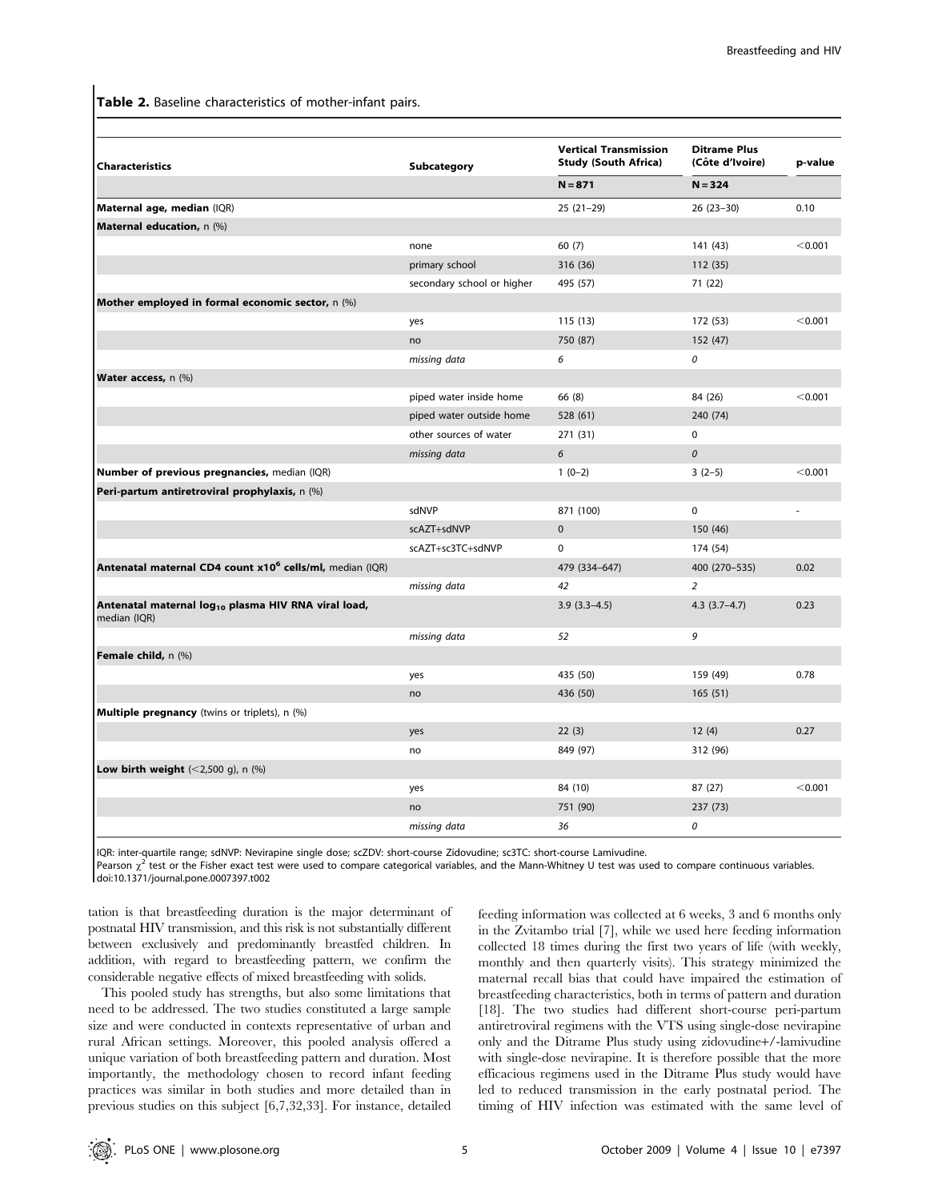**Table 2.** Baseline characteristics of mother-infant pairs.

| Characteristics | Subcategory | Vertical Transmission Study (South Africa) | Ditrame Plus (Côte d'Ivoire) | p-value |
|---|---|---|---|---|
| | | N = 871 | N = 324 | |
| **Maternal age, median** (IQR) | | 25 (21–29) | 26 (23–30) | 0.10 |
| **Maternal education,** n (%) | | | | |
| | none | 60 (7) | 141 (43) | <0.001 |
| | primary school | 316 (36) | 112 (35) | |
| | secondary school or higher | 495 (57) | 71 (22) | |
| **Mother employed in formal economic sector,** n (%) | | | | |
| | yes | 115 (13) | 172 (53) | <0.001 |
| | no | 750 (87) | 152 (47) | |
| | *missing data* | *6* | *0* | |
| **Water access,** n (%) | | | | |
| | piped water inside home | 66 (8) | 84 (26) | <0.001 |
| | piped water outside home | 528 (61) | 240 (74) | |
| | other sources of water | 271 (31) | 0 | |
| | *missing data* | *6* | *0* | |
| **Number of previous pregnancies,** median (IQR) | | 1 (0–2) | 3 (2–5) | <0.001 |
| **Peri-partum antiretroviral prophylaxis,** n (%) | | | | |
| | sdNVP | 871 (100) | 0 | - |
| | scAZT+sdNVP | 0 | 150 (46) | |
| | scAZT+sc3TC+sdNVP | 0 | 174 (54) | |
| **Antenatal maternal CD4 count x10$^6$ cells/ml,** median (IQR) | | 479 (334–647) | 400 (270–535) | 0.02 |
| | *missing data* | *42* | *2* | |
| **Antenatal maternal log$_{10}$ plasma HIV RNA viral load,** median (IQR) | | 3.9 (3.3–4.5) | 4.3 (3.7–4.7) | 0.23 |
| | *missing data* | *52* | *9* | |
| **Female child,** n (%) | | | | |
| | yes | 435 (50) | 159 (49) | 0.78 |
| | no | 436 (50) | 165 (51) | |
| **Multiple pregnancy** (twins or triplets), n (%) | | | | |
| | yes | 22 (3) | 12 (4) | 0.27 |
| | no | 849 (97) | 312 (96) | |
| **Low birth weight** (<2,500 g), n (%) | | | | |
| | yes | 84 (10) | 87 (27) | <0.001 |
| | no | 751 (90) | 237 (73) | |
| | *missing data* | *36* | *0* | |

IQR: inter-quartile range; sdNVP: Nevirapine single dose; scZDV: short-course Zidovudine; sc3TC: short-course Lamivudine.
Pearson $\chi^2$ test or the Fisher exact test were used to compare categorical variables, and the Mann-Whitney U test was used to compare continuous variables.
doi:10.1371/journal.pone.0007397.t002

tation is that breastfeeding duration is the major determinant of postnatal HIV transmission, and this risk is not substantially different between exclusively and predominantly breastfed children. In addition, with regard to breastfeeding pattern, we confirm the considerable negative effects of mixed breastfeeding with solids.

This pooled study has strengths, but also some limitations that need to be addressed. The two studies constituted a large sample size and were conducted in contexts representative of urban and rural African settings. Moreover, this pooled analysis offered a unique variation of both breastfeeding pattern and duration. Most importantly, the methodology chosen to record infant feeding practices was similar in both studies and more detailed than in previous studies on this subject [6,7,32,33]. For instance, detailed feeding information was collected at 6 weeks, 3 and 6 months only in the Zvitambo trial [7], while we used here feeding information collected 18 times during the first two years of life (with weekly, monthly and then quarterly visits). This strategy minimized the maternal recall bias that could have impaired the estimation of breastfeeding characteristics, both in terms of pattern and duration [18]. The two studies had different short-course peri-partum antiretroviral regimens with the VTS using single-dose nevirapine only and the Ditrame Plus study using zidovudine+/-lamivudine with single-dose nevirapine. It is therefore possible that the more efficacious regimens used in the Ditrame Plus study would have led to reduced transmission in the early postnatal period. The timing of HIV infection was estimated with the same level of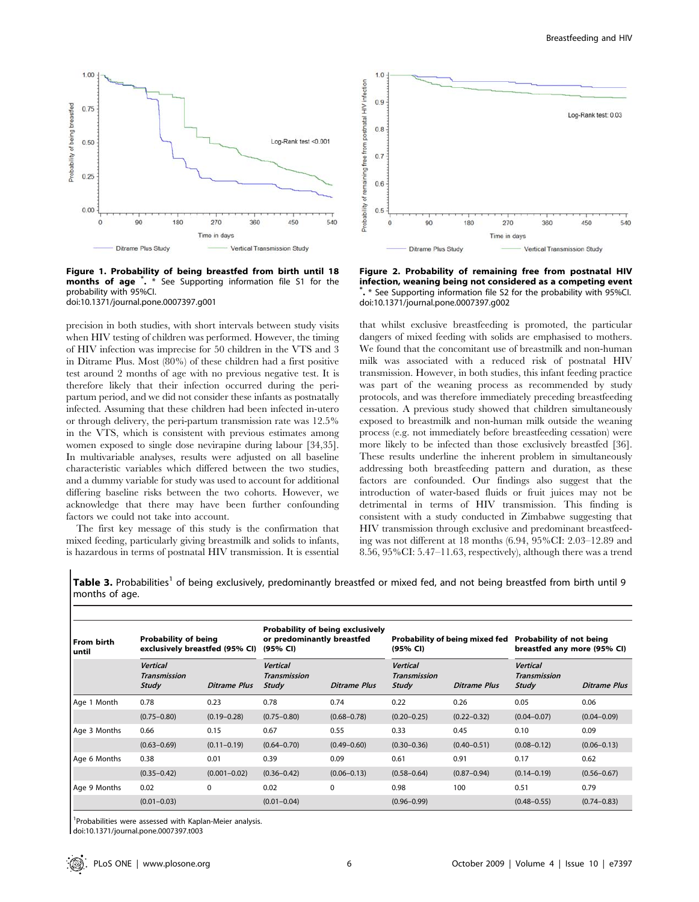Figure 1. Probability of being breastfed from birth until 18 months of age *. * See Supporting information file S1 for the probability with 95%CI.
doi:10.1371/journal.pone.0007397.g001

Figure 2. Probability of remaining free from postnatal HIV infection, weaning being not considered as a competing event *. * See Supporting information file S2 for the probability with 95%CI.
doi:10.1371/journal.pone.0007397.g002

precision in both studies, with short intervals between study visits when HIV testing of children was performed. However, the timing of HIV infection was imprecise for 50 children in the VTS and 3 in Ditrame Plus. Most (80%) of these children had a first positive test around 2 months of age with no previous negative test. It is therefore likely that their infection occurred during the peri-partum period, and we did not consider these infants as postnatally infected. Assuming that these children had been infected in-utero or through delivery, the peri-partum transmission rate was 12.5% in the VTS, which is consistent with previous estimates among women exposed to single dose nevirapine during labour [34,35]. In multivariable analyses, results were adjusted on all baseline characteristic variables which differed between the two studies, and a dummy variable for study was used to account for additional differing baseline risks between the two cohorts. However, we acknowledge that there may have been further confounding factors we could not take into account.

The first key message of this study is the confirmation that mixed feeding, particularly giving breastmilk and solids to infants, is hazardous in terms of postnatal HIV transmission. It is essential that whilst exclusive breastfeeding is promoted, the particular dangers of mixed feeding with solids are emphasised to mothers. We found that the concomitant use of breastmilk and non-human milk was associated with a reduced risk of postnatal HIV transmission. However, in both studies, this infant feeding practice was part of the weaning process as recommended by study protocols, and was therefore immediately preceding breastfeeding cessation. A previous study showed that children simultaneously exposed to breastmilk and non-human milk outside the weaning process (e.g. not immediately before breastfeeding cessation) were more likely to be infected than those exclusively breastfed [36]. These results underline the inherent problem in simultaneously addressing both breastfeeding pattern and duration, as these factors are confounded. Our findings also suggest that the introduction of water-based fluids or fruit juices may not be detrimental in terms of HIV transmission. This finding is consistent with a study conducted in Zimbabwe suggesting that HIV transmission through exclusive and predominant breastfeeding was not different at 18 months (6.94, 95%CI: 2.03–12.89 and 8.56, 95%CI: 5.47–11.63, respectively), although there was a trend

**Table 3.** Probabilities[1] of being exclusively, predominantly breastfed or mixed fed, and not being breastfed from birth until 9 months of age.

| From birth until | Probability of being exclusively breastfed (95% CI) | | Probability of being exclusively or predominantly breastfed (95% CI) | | Probability of being mixed fed (95% CI) | | Probability of not being breastfed any more (95% CI) | |
|---|---|---|---|---|---|---|---|---|
| | *Vertical Transmission Study* | *Ditrame Plus* | *Vertical Transmission Study* | *Ditrame Plus* | *Vertical Transmission Study* | *Ditrame Plus* | *Vertical Transmission Study* | *Ditrame Plus* |
| Age 1 Month | 0.78 | 0.23 | 0.78 | 0.74 | 0.22 | 0.26 | 0.05 | 0.06 |
| | (0.75–0.80) | (0.19–0.28) | (0.75–0.80) | (0.68–0.78) | (0.20–0.25) | (0.22–0.32) | (0.04–0.07) | (0.04–0.09) |
| Age 3 Months | 0.66 | 0.15 | 0.67 | 0.55 | 0.33 | 0.45 | 0.10 | 0.09 |
| | (0.63–0.69) | (0.11–0.19) | (0.64–0.70) | (0.49–0.60) | (0.30–0.36) | (0.40–0.51) | (0.08–0.12) | (0.06–0.13) |
| Age 6 Months | 0.38 | 0.01 | 0.39 | 0.09 | 0.61 | 0.91 | 0.17 | 0.62 |
| | (0.35–0.42) | (0.001–0.02) | (0.36–0.42) | (0.06–0.13) | (0.58–0.64) | (0.87–0.94) | (0.14–0.19) | (0.56–0.67) |
| Age 9 Months | 0.02 | 0 | 0.02 | 0 | 0.98 | 100 | 0.51 | 0.79 |
| | (0.01–0.03) | | (0.01–0.04) | | (0.96–0.99) | | (0.48–0.55) | (0.74–0.83) |

[1]Probabilities were assessed with Kaplan-Meier analysis.
doi:10.1371/journal.pone.0007397.t003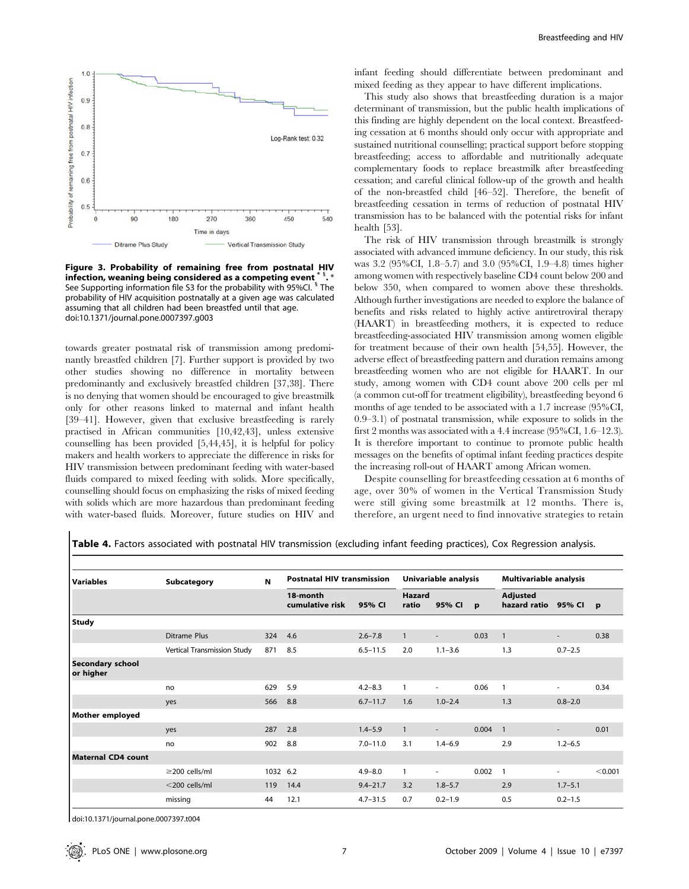Figure 3. Probability of remaining free from postnatal HIV infection, weaning being considered as a competing event [*] [§]. * See Supporting information file S3 for the probability with 95%CI. [§] The probability of HIV acquisition postnatally at a given age was calculated assuming that all children had been breastfed until that age.
doi:10.1371/journal.pone.0007397.g003

towards greater postnatal risk of transmission among predominantly breastfed children [7]. Further support is provided by two other studies showing no difference in mortality between predominantly and exclusively breastfed children [37,38]. There is no denying that women should be encouraged to give breastmilk only for other reasons linked to maternal and infant health [39–41]. However, given that exclusive breastfeeding is rarely practised in African communities [10,42,43], unless extensive counselling has been provided [5,44,45], it is helpful for policy makers and health workers to appreciate the difference in risks for HIV transmission between predominant feeding with water-based fluids compared to mixed feeding with solids. More specifically, counselling should focus on emphasizing the risks of mixed feeding with solids which are more hazardous than predominant feeding with water-based fluids. Moreover, future studies on HIV and infant feeding should differentiate between predominant and mixed feeding as they appear to have different implications.

This study also shows that breastfeeding duration is a major determinant of transmission, but the public health implications of this finding are highly dependent on the local context. Breastfeeding cessation at 6 months should only occur with appropriate and sustained nutritional counselling; practical support before stopping breastfeeding; access to affordable and nutritionally adequate complementary foods to replace breastmilk after breastfeeding cessation; and careful clinical follow-up of the growth and health of the non-breastfed child [46–52]. Therefore, the benefit of breastfeeding cessation in terms of reduction of postnatal HIV transmission has to be balanced with the potential risks for infant health [53].

The risk of HIV transmission through breastmilk is strongly associated with advanced immune deficiency. In our study, this risk was 3.2 (95%CI, 1.8–5.7) and 3.0 (95%CI, 1.9–4.8) times higher among women with respectively baseline CD4 count below 200 and below 350, when compared to women above these thresholds. Although further investigations are needed to explore the balance of benefits and risks related to highly active antiretroviral therapy (HAART) in breastfeeding mothers, it is expected to reduce breastfeeding-associated HIV transmission among women eligible for treatment because of their own health [54,55]. However, the adverse effect of breastfeeding pattern and duration remains among breastfeeding women who are not eligible for HAART. In our study, among women with CD4 count above 200 cells per ml (a common cut-off for treatment eligibility), breastfeeding beyond 6 months of age tended to be associated with a 1.7 increase (95%CI, 0.9–3.1) of postnatal transmission, while exposure to solids in the first 2 months was associated with a 4.4 increase (95%CI, 1.6–12.3). It is therefore important to continue to promote public health messages on the benefits of optimal infant feeding practices despite the increasing roll-out of HAART among African women.

Despite counselling for breastfeeding cessation at 6 months of age, over 30% of women in the Vertical Transmission Study were still giving some breastmilk at 12 months. There is, therefore, an urgent need to find innovative strategies to retain

**Table 4.** Factors associated with postnatal HIV transmission (excluding infant feeding practices), Cox Regression analysis.

| Variables | Subcategory | N | Postnatal HIV transmission | | Univariable analysis | | | Multivariable analysis | | |
|---|---|---|---|---|---|---|---|---|---|---|
| | | | 18-month cumulative risk | 95% CI | Hazard ratio | 95% CI | p | Adjusted hazard ratio | 95% CI | p |
| **Study** | | | | | | | | | | |
| | Ditrame Plus | 324 | 4.6 | 2.6–7.8 | 1 | - | 0.03 | 1 | - | 0.38 |
| | Vertical Transmission Study | 871 | 8.5 | 6.5–11.5 | 2.0 | 1.1–3.6 | | 1.3 | 0.7–2.5 | |
| **Secondary school or higher** | | | | | | | | | | |
| | no | 629 | 5.9 | 4.2–8.3 | 1 | - | 0.06 | 1 | - | 0.34 |
| | yes | 566 | 8.8 | 6.7–11.7 | 1.6 | 1.0–2.4 | | 1.3 | 0.8–2.0 | |
| **Mother employed** | | | | | | | | | | |
| | yes | 287 | 2.8 | 1.4–5.9 | 1 | - | 0.004 | 1 | - | 0.01 |
| | no | 902 | 8.8 | 7.0–11.0 | 3.1 | 1.4–6.9 | | 2.9 | 1.2–6.5 | |
| **Maternal CD4 count** | | | | | | | | | | |
| | ≥200 cells/ml | 1032 | 6.2 | 4.9–8.0 | 1 | - | 0.002 | 1 | - | <0.001 |
| | <200 cells/ml | 119 | 14.4 | 9.4–21.7 | 3.2 | 1.8–5.7 | | 2.9 | 1.7–5.1 | |
| | missing | 44 | 12.1 | 4.7–31.5 | 0.7 | 0.2–1.9 | | 0.5 | 0.2–1.5 | |

doi:10.1371/journal.pone.0007397.t004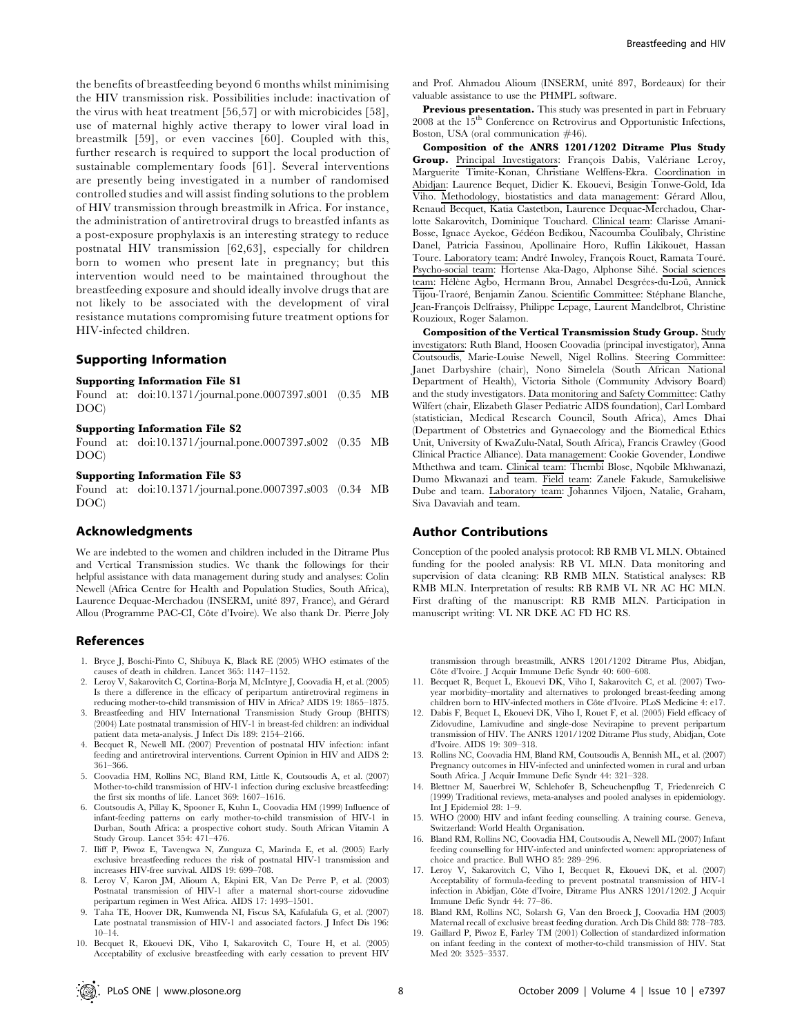the benefits of breastfeeding beyond 6 months whilst minimising the HIV transmission risk. Possibilities include: inactivation of the virus with heat treatment [56,57] or with microbicides [58], use of maternal highly active therapy to lower viral load in breastmilk [59], or even vaccines [60]. Coupled with this, further research is required to support the local production of sustainable complementary foods [61]. Several interventions are presently being investigated in a number of randomised controlled studies and will assist finding solutions to the problem of HIV transmission through breastmilk in Africa. For instance, the administration of antiretroviral drugs to breastfed infants as a post-exposure prophylaxis is an interesting strategy to reduce postnatal HIV transmission [62,63], especially for children born to women who present late in pregnancy; but this intervention would need to be maintained throughout the breastfeeding exposure and should ideally involve drugs that are not likely to be associated with the development of viral resistance mutations compromising future treatment options for HIV-infected children.

## Supporting Information

**Supporting Information File S1**

Found at: doi:10.1371/journal.pone.0007397.s001 (0.35 MB DOC)

**Supporting Information File S2**

Found at: doi:10.1371/journal.pone.0007397.s002 (0.35 MB DOC)

**Supporting Information File S3**

Found at: doi:10.1371/journal.pone.0007397.s003 (0.34 MB DOC)

## Acknowledgments

We are indebted to the women and children included in the Ditrame Plus and Vertical Transmission studies. We thank the followings for their helpful assistance with data management during study and analyses: Colin Newell (Africa Centre for Health and Population Studies, South Africa), Laurence Dequae-Merchadou (INSERM, unité 897, France), and Gérard Allou (Programme PAC-CI, Côte d'Ivoire). We also thank Dr. Pierre Joly and Prof. Ahmadou Alioum (INSERM, unité 897, Bordeaux) for their valuable assistance to use the PHMPL software.

**Previous presentation.** This study was presented in part in February 2008 at the 15th Conference on Retrovirus and Opportunistic Infections, Boston, USA (oral communication #46).

**Composition of the ANRS 1201/1202 Ditrame Plus Study Group.** Principal Investigators: François Dabis, Valériane Leroy, Marguerite Timite-Konan, Christiane Welffens-Ekra. Coordination in Abidjan: Laurence Bequet, Didier K. Ekouevi, Besigin Tonwe-Gold, Ida Viho. Methodology, biostatistics and data management: Gérard Allou, Renaud Becquet, Katia Castetbon, Laurence Dequae-Merchadou, Charlotte Sakarovitch, Dominique Touchard. Clinical team: Clarisse Amani-Bosse, Ignace Ayekoe, Gédéon Bedikou, Nacoumba Coulibaly, Christine Danel, Patricia Fassinou, Apollinaire Horo, Ruffin Likikouët, Hassan Toure. Laboratory team: André Inwoley, François Rouet, Ramata Touré. Psycho-social team: Hortense Aka-Dago, Alphonse Sihé. Social sciences team: Hélène Agbo, Hermann Brou, Annabel Desgrées-du-Loû, Annick Tijou-Traoré, Benjamin Zanou. Scientific Committee: Stéphane Blanche, Jean-François Delfraissy, Philippe Lepage, Laurent Mandelbrot, Christine Rouzioux, Roger Salamon.

**Composition of the Vertical Transmission Study Group.** Study investigators: Ruth Bland, Hoosen Coovadia (principal investigator), Anna Coutsoudis, Marie-Louise Newell, Nigel Rollins. Steering Committee: Janet Darbyshire (chair), Nono Simelela (South African National Department of Health), Victoria Sithole (Community Advisory Board) and the study investigators. Data monitoring and Safety Committee: Cathy Wilfert (chair, Elizabeth Glaser Pediatric AIDS foundation), Carl Lombard (statistician, Medical Research Council, South Africa), Ames Dhai (Department of Obstetrics and Gynaecology and the Biomedical Ethics Unit, University of KwaZulu-Natal, South Africa), Francis Crawley (Good Clinical Practice Alliance). Data management: Cookie Govender, Londiwe Mthethwa and team. Clinical team: Thembi Blose, Nqobile Mkhwanazi, Dumo Mkwanazi and team. Field team: Zanele Fakude, Samukelisiwe Dube and team. Laboratory team: Johannes Viljoen, Natalie, Graham, Siva Davaviah and team.

## Author Contributions

Conception of the pooled analysis protocol: RB RMB VL MLN. Obtained funding for the pooled analysis: RB VL MLN. Data monitoring and supervision of data cleaning: RB RMB MLN. Statistical analyses: RB RMB MLN. Interpretation of results: RB RMB VL NR AC HC MLN. First drafting of the manuscript: RB RMB MLN. Participation in manuscript writing: VL NR DKE AC FD HC RS.

## References

1. Bryce J, Boschi-Pinto C, Shibuya K, Black RE (2005) WHO estimates of the causes of death in children. Lancet 365: 1147–1152.
2. Leroy V, Sakarovitch C, Cortina-Borja M, McIntyre J, Coovadia H, et al. (2005) Is there a difference in the efficacy of peripartum antiretroviral regimens in reducing mother-to-child transmission of HIV in Africa? AIDS 19: 1865–1875.
3. Breastfeeding and HIV International Transmission Study Group (BHITS) (2004) Late postnatal transmission of HIV-1 in breast-fed children: an individual patient data meta-analysis. J Infect Dis 189: 2154–2166.
4. Becquet R, Newell ML (2007) Prevention of postnatal HIV infection: infant feeding and antiretroviral interventions. Current Opinion in HIV and AIDS 2: 361–366.
5. Coovadia HM, Rollins NC, Bland RM, Little K, Coutsoudis A, et al. (2007) Mother-to-child transmission of HIV-1 infection during exclusive breastfeeding: the first six months of life. Lancet 369: 1607–1616.
6. Coutsoudis A, Pillay K, Spooner E, Kuhn L, Coovadia HM (1999) Influence of infant-feeding patterns on early mother-to-child transmission of HIV-1 in Durban, South Africa: a prospective cohort study. South African Vitamin A Study Group. Lancet 354: 471–476.
7. Iliff P, Piwoz E, Tavengwa N, Zunguza C, Marinda E, et al. (2005) Early exclusive breastfeeding reduces the risk of postnatal HIV-1 transmission and increases HIV-free survival. AIDS 19: 699–708.
8. Leroy V, Karon JM, Alioum A, Ekpini ER, Van De Perre P, et al. (2003) Postnatal transmission of HIV-1 after a maternal short-course zidovudine peripartum regimen in West Africa. AIDS 17: 1493–1501.
9. Taha TE, Hoover DR, Kumwenda NI, Fiscus SA, Kafulafula G, et al. (2007) Late postnatal transmission of HIV-1 and associated factors. J Infect Dis 196: 10–14.
10. Becquet R, Ekouevi DK, Viho I, Sakarovitch C, Toure H, et al. (2005) Acceptability of exclusive breastfeeding with early cessation to prevent HIV transmission through breastmilk, ANRS 1201/1202 Ditrame Plus, Abidjan, Côte d'Ivoire. J Acquir Immune Defic Syndr 40: 600–608.
11. Becquet R, Bequet L, Ekouevi DK, Viho I, Sakarovitch C, et al. (2007) Two-year morbidity–mortality and alternatives to prolonged breast-feeding among children born to HIV-infected mothers in Côte d'Ivoire. PLoS Medicine 4: e17.
12. Dabis F, Bequet L, Ekouevi DK, Viho I, Rouet F, et al. (2005) Field efficacy of Zidovudine, Lamivudine and single-dose Nevirapine to prevent peripartum transmission of HIV. The ANRS 1201/1202 Ditrame Plus study, Abidjan, Cote d'Ivoire. AIDS 19: 309–318.
13. Rollins NC, Coovadia HM, Bland RM, Coutsoudis A, Bennish ML, et al. (2007) Pregnancy outcomes in HIV-infected and uninfected women in rural and urban South Africa. J Acquir Immune Defic Syndr 44: 321–328.
14. Blettner M, Sauerbrei W, Schlehofer B, Scheuchenpflug T, Friedenreich C (1999) Traditional reviews, meta-analyses and pooled analyses in epidemiology. Int J Epidemiol 28: 1–9.
15. WHO (2000) HIV and infant feeding counselling. A training course. Geneva, Switzerland: World Health Organisation.
16. Bland RM, Rollins NC, Coovadia HM, Coutsoudis A, Newell ML (2007) Infant feeding counselling for HIV-infected and uninfected women: appropriateness of choice and practice. Bull WHO 85: 289–296.
17. Leroy V, Sakarovitch C, Viho I, Becquet R, Ekouevi DK, et al. (2007) Acceptability of formula-feeding to prevent postnatal transmission of HIV-1 infection in Abidjan, Côte d'Ivoire, Ditrame Plus ANRS 1201/1202. J Acquir Immune Defic Syndr 44: 77–86.
18. Bland RM, Rollins NC, Solarsh G, Van den Broeck J, Coovadia HM (2003) Maternal recall of exclusive breast feeding duration. Arch Dis Child 88: 778–783.
19. Gaillard P, Piwoz E, Farley TM (2001) Collection of standardized information on infant feeding in the context of mother-to-child transmission of HIV. Stat Med 20: 3525–3537.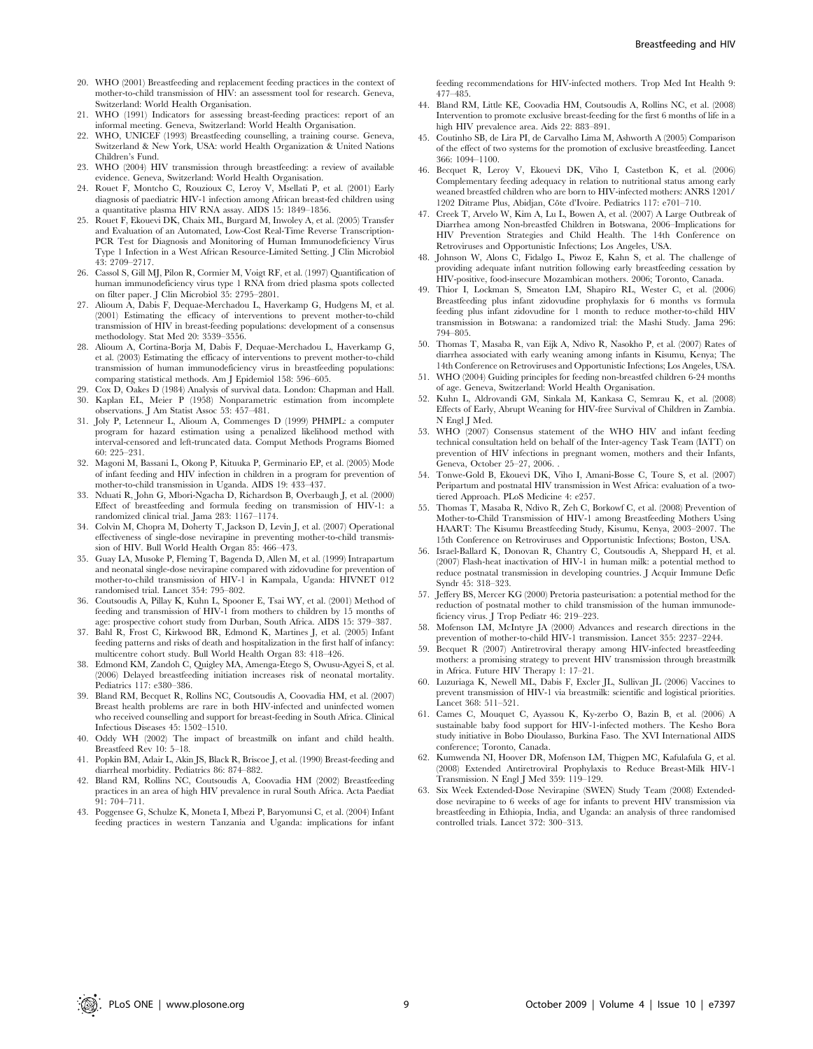20. WHO (2001) Breastfeeding and replacement feeding practices in the context of mother-to-child transmission of HIV: an assessment tool for research. Geneva, Switzerland: World Health Organisation.
21. WHO (1991) Indicators for assessing breast-feeding practices: report of an informal meeting. Geneva, Switzerland: World Health Organisation.
22. WHO, UNICEF (1993) Breastfeeding counselling, a training course. Geneva, Switzerland & New York, USA: world Health Organization & United Nations Children's Fund.
23. WHO (2004) HIV transmission through breastfeeding: a review of available evidence. Geneva, Switzerland: World Health Organisation.
24. Rouet F, Montcho C, Rouzioux C, Leroy V, Msellati P, et al. (2001) Early diagnosis of paediatric HIV-1 infection among African breast-fed children using a quantitative plasma HIV RNA assay. AIDS 15: 1849–1856.
25. Rouet F, Ekouevi DK, Chaix ML, Burgard M, Inwoley A, et al. (2005) Transfer and Evaluation of an Automated, Low-Cost Real-Time Reverse Transcription-PCR Test for Diagnosis and Monitoring of Human Immunodeficiency Virus Type 1 Infection in a West African Resource-Limited Setting. J Clin Microbiol 43: 2709–2717.
26. Cassol S, Gill MJ, Pilon R, Cormier M, Voigt RF, et al. (1997) Quantification of human immunodeficiency virus type 1 RNA from dried plasma spots collected on filter paper. J Clin Microbiol 35: 2795–2801.
27. Alioum A, Dabis F, Dequae-Merchadou L, Haverkamp G, Hudgens M, et al. (2001) Estimating the efficacy of interventions to prevent mother-to-child transmission of HIV in breast-feeding populations: development of a consensus methodology. Stat Med 20: 3539–3556.
28. Alioum A, Cortina-Borja M, Dabis F, Dequae-Merchadou L, Haverkamp G, et al. (2003) Estimating the efficacy of interventions to prevent mother-to-child transmission of human immunodeficiency virus in breastfeeding populations: comparing statistical methods. Am J Epidemiol 158: 596–605.
29. Cox D, Oakes D (1984) Analysis of survival data. London: Chapman and Hall.
30. Kaplan EL, Meier P (1958) Nonparametric estimation from incomplete observations. J Am Statist Assoc 53: 457–481.
31. Joly P, Letenneur L, Alioum A, Commenges D (1999) PHMPL: a computer program for hazard estimation using a penalized likelihood method with interval-censored and left-truncated data. Comput Methods Programs Biomed 60: 225–231.
32. Magoni M, Bassani L, Okong P, Kituuka P, Germinario EP, et al. (2005) Mode of infant feeding and HIV infection in children in a program for prevention of mother-to-child transmission in Uganda. AIDS 19: 433–437.
33. Nduati R, John G, Mbori-Ngacha D, Richardson B, Overbaugh J, et al. (2000) Effect of breastfeeding and formula feeding on transmission of HIV-1: a randomized clinical trial. Jama 283: 1167–1174.
34. Colvin M, Chopra M, Doherty T, Jackson D, Levin J, et al. (2007) Operational effectiveness of single-dose nevirapine in preventing mother-to-child transmission of HIV. Bull World Health Organ 85: 466–473.
35. Guay LA, Musoke P, Fleming T, Bagenda D, Allen M, et al. (1999) Intrapartum and neonatal single-dose nevirapine compared with zidovudine for prevention of mother-to-child transmission of HIV-1 in Kampala, Uganda: HIVNET 012 randomised trial. Lancet 354: 795–802.
36. Coutsoudis A, Pillay K, Kuhn L, Spooner E, Tsai WY, et al. (2001) Method of feeding and transmission of HIV-1 from mothers to children by 15 months of age: prospective cohort study from Durban, South Africa. AIDS 15: 379–387.
37. Bahl R, Frost C, Kirkwood BR, Edmond K, Martines J, et al. (2005) Infant feeding patterns and risks of death and hospitalization in the first half of infancy: multicentre cohort study. Bull World Health Organ 83: 418–426.
38. Edmond KM, Zandoh C, Quigley MA, Amenga-Etego S, Owusu-Agyei S, et al. (2006) Delayed breastfeeding initiation increases risk of neonatal mortality. Pediatrics 117: e380–386.
39. Bland RM, Becquet R, Rollins NC, Coutsoudis A, Coovadia HM, et al. (2007) Breast health problems are rare in both HIV-infected and uninfected women who received counselling and support for breast-feeding in South Africa. Clinical Infectious Diseases 45: 1502–1510.
40. Oddy WH (2002) The impact of breastmilk on infant and child health. Breastfeed Rev 10: 5–18.
41. Popkin BM, Adair L, Akin JS, Black R, Briscoe J, et al. (1990) Breast-feeding and diarrheal morbidity. Pediatrics 86: 874–882.
42. Bland RM, Rollins NC, Coutsoudis A, Coovadia HM (2002) Breastfeeding practices in an area of high HIV prevalence in rural South Africa. Acta Paediat 91: 704–711.
43. Poggensee G, Schulze K, Moneta I, Mbezi P, Baryomunsi C, et al. (2004) Infant feeding practices in western Tanzania and Uganda: implications for infant feeding recommendations for HIV-infected mothers. Trop Med Int Health 9: 477–485.
44. Bland RM, Little KE, Coovadia HM, Coutsoudis A, Rollins NC, et al. (2008) Intervention to promote exclusive breast-feeding for the first 6 months of life in a high HIV prevalence area. Aids 22: 883–891.
45. Coutinho SB, de Lira PI, de Carvalho Lima M, Ashworth A (2005) Comparison of the effect of two systems for the promotion of exclusive breastfeeding. Lancet 366: 1094–1100.
46. Becquet R, Leroy V, Ekouevi DK, Viho I, Castetbon K, et al. (2006) Complementary feeding adequacy in relation to nutritional status among early weaned breastfed children who are born to HIV-infected mothers: ANRS 1201/1202 Ditrame Plus, Abidjan, Côte d'Ivoire. Pediatrics 117: e701–710.
47. Creek T, Arvelo W, Kim A, Lu L, Bowen A, et al. (2007) A Large Outbreak of Diarrhea among Non-breastfed Children in Botswana, 2006–Implications for HIV Prevention Strategies and Child Health. The 14th Conference on Retroviruses and Opportunistic Infections; Los Angeles, USA.
48. Johnson W, Alons C, Fidalgo L, Piwoz E, Kahn S, et al. The challenge of providing adequate infant nutrition following early breastfeeding cessation by HIV-positive, food-insecure Mozambican mothers. 2006; Toronto, Canada.
49. Thior I, Lockman S, Smeaton LM, Shapiro RL, Wester C, et al. (2006) Breastfeeding plus infant zidovudine prophylaxis for 6 months vs formula feeding plus infant zidovudine for 1 month to reduce mother-to-child HIV transmission in Botswana: a randomized trial: the Mashi Study. Jama 296: 794–805.
50. Thomas T, Masaba R, van Eijk A, Ndivo R, Nasokho P, et al. (2007) Rates of diarrhea associated with early weaning among infants in Kisumu, Kenya; The 14th Conference on Retroviruses and Opportunistic Infections; Los Angeles, USA.
51. WHO (2004) Guiding principles for feeding non-breastfed children 6-24 months of age. Geneva, Switzerland: World Health Organisation.
52. Kuhn L, Aldrovandi GM, Sinkala M, Kankasa C, Semrau K, et al. (2008) Effects of Early, Abrupt Weaning for HIV-free Survival of Children in Zambia. N Engl J Med.
53. WHO (2007) Consensus statement of the WHO HIV and infant feeding technical consultation held on behalf of the Inter-agency Task Team (IATT) on prevention of HIV infections in pregnant women, mothers and their Infants, Geneva, October 25–27, 2006. .
54. Tonwe-Gold B, Ekouevi DK, Viho I, Amani-Bosse C, Toure S, et al. (2007) Peripartum and postnatal HIV transmission in West Africa: evaluation of a two-tiered Approach. PLoS Medicine 4: e257.
55. Thomas T, Masaba R, Ndivo R, Zeh C, Borkowf C, et al. (2008) Prevention of Mother-to-Child Transmission of HIV-1 among Breastfeeding Mothers Using HAART: The Kisumu Breastfeeding Study, Kisumu, Kenya, 2003–2007. The 15th Conference on Retroviruses and Opportunistic Infections; Boston, USA.
56. Israel-Ballard K, Donovan R, Chantry C, Coutsoudis A, Sheppard H, et al. (2007) Flash-heat inactivation of HIV-1 in human milk: a potential method to reduce postnatal transmission in developing countries. J Acquir Immune Defic Syndr 45: 318–323.
57. Jeffery BS, Mercer KG (2000) Pretoria pasteurisation: a potential method for the reduction of postnatal mother to child transmission of the human immunodeficiency virus. J Trop Pediatr 46: 219–223.
58. Mofenson LM, McIntyre JA (2000) Advances and research directions in the prevention of mother-to-child HIV-1 transmission. Lancet 355: 2237–2244.
59. Becquet R (2007) Antiretroviral therapy among HIV-infected breastfeeding mothers: a promising strategy to prevent HIV transmission through breastmilk in Africa. Future HIV Therapy 1: 17–21.
60. Luzuriaga K, Newell ML, Dabis F, Excler JL, Sullivan JL (2006) Vaccines to prevent transmission of HIV-1 via breastmilk: scientific and logistical priorities. Lancet 368: 511–521.
61. Cames C, Mouquet C, Ayassou K, Ky-zerbo O, Bazin B, et al. (2006) A sustainable baby food support for HIV-1-infected mothers. The Kesho Bora study initiative in Bobo Dioulasso, Burkina Faso. The XVI International AIDS conference; Toronto, Canada.
62. Kumwenda NI, Hoover DR, Mofenson LM, Thigpen MC, Kafulafula G, et al. (2008) Extended Antiretroviral Prophylaxis to Reduce Breast-Milk HIV-1 Transmission. N Engl J Med 359: 119–129.
63. Six Week Extended-Dose Nevirapine (SWEN) Study Team (2008) Extended-dose nevirapine to 6 weeks of age for infants to prevent HIV transmission via breastfeeding in Ethiopia, India, and Uganda: an analysis of three randomised controlled trials. Lancet 372: 300–313.